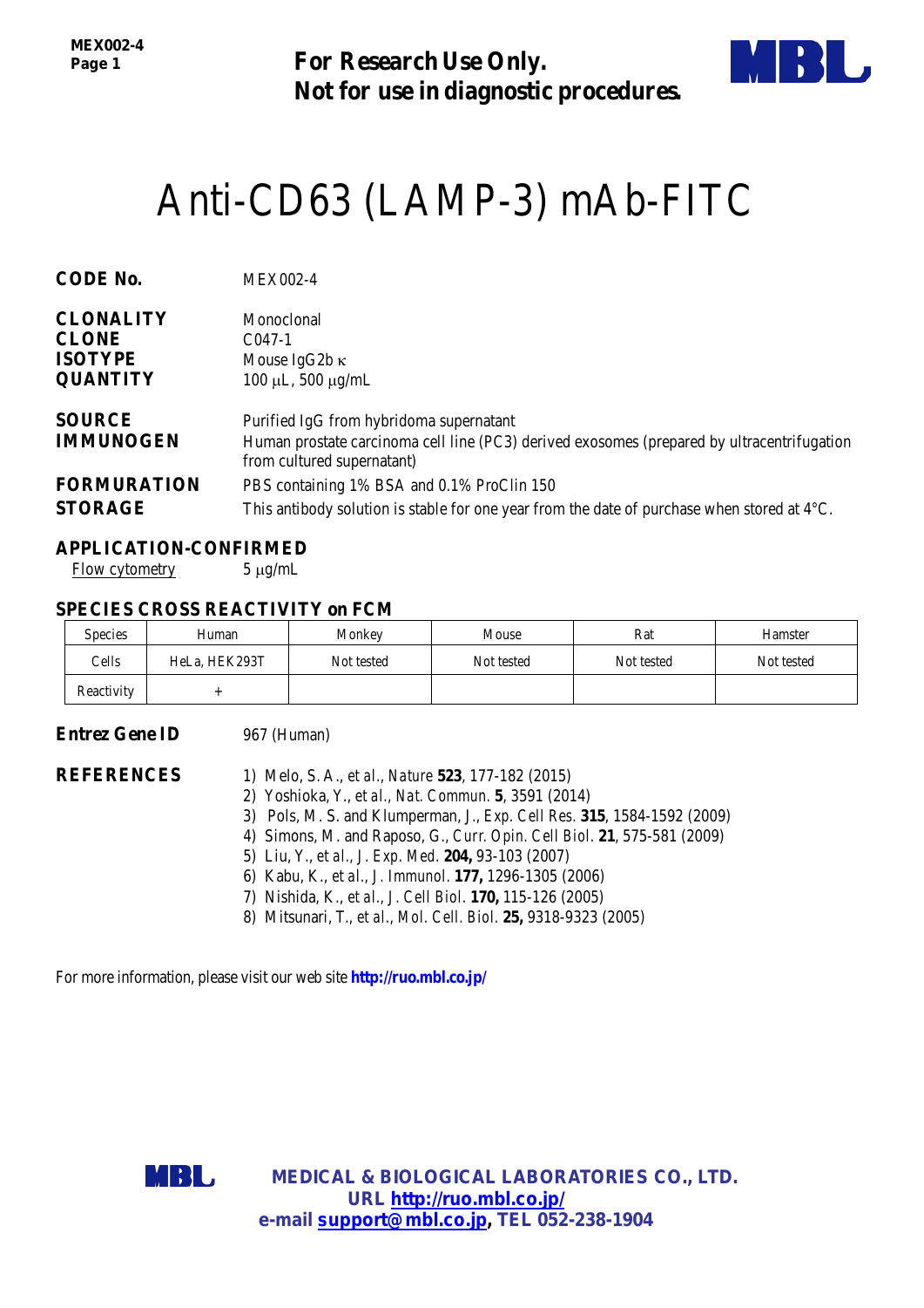**For Research Use Only.**
**Not for use in diagnostic procedures.**

# Anti-CD63 (LAMP-3) mAb-FITC

**CODE No.** MEX002-4

**CLONALITY** Monoclonal
**CLONE** C047-1
**ISOTYPE** Mouse IgG2b κ
**QUANTITY** 100 μL, 500 μg/mL

**SOURCE** Purified IgG from hybridoma supernatant
**IMMUNOGEN** Human prostate carcinoma cell line (PC3) derived exosomes (prepared by ultracentrifugation from cultured supernatant)
**FORMURATION** PBS containing 1% BSA and 0.1% ProClin 150
**STORAGE** This antibody solution is stable for one year from the date of purchase when stored at 4°C.

**APPLICATION-CONFIRMED**
Flow cytometry 5 μg/mL

**SPECIES CROSS REACTIVITY on FCM**

| Species | Human | Monkey | Mouse | Rat | Hamster |
|---|---|---|---|---|---|
| Cells | HeLa, HEK293T | Not tested | Not tested | Not tested | Not tested |
| Reactivity | + | | | | |

**Entrez Gene ID** 967 (Human)

**REFERENCES**
1) Melo, S. A., *et al.*, *Nature* **523**, 177-182 (2015)
2) Yoshioka, Y., *et al.*, *Nat. Commun.* **5**, 3591 (2014)
3) Pols, M. S. and Klumperman, J., *Exp. Cell Res.* **315**, 1584-1592 (2009)
4) Simons, M. and Raposo, G., *Curr. Opin. Cell Biol.* **21**, 575-581 (2009)
5) Liu, Y., *et al.*, *J. Exp. Med.* **204,** 93-103 (2007)
6) Kabu, K., *et al.*, *J. Immunol.* **177,** 1296-1305 (2006)
7) Nishida, K., *et al.*, *J. Cell Biol.* **170,** 115-126 (2005)
8) Mitsunari, T., *et al.*, *Mol. Cell. Biol.* **25,** 9318-9323 (2005)

For more information, please visit our web site **http://ruo.mbl.co.jp/**

**MEDICAL & BIOLOGICAL LABORATORIES CO., LTD.**
**URL http://ruo.mbl.co.jp/**
**e-mail support@mbl.co.jp, TEL 052-238-1904**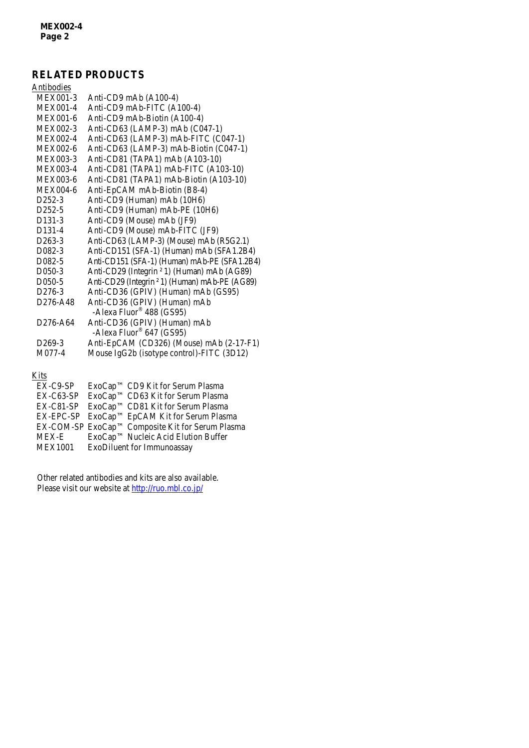## RELATED PRODUCTS

Antibodies

| | |
|---|---|
| MEX001-3 | Anti-CD9 mAb (A100-4) |
| MEX001-4 | Anti-CD9 mAb-FITC (A100-4) |
| MEX001-6 | Anti-CD9 mAb-Biotin (A100-4) |
| MEX002-3 | Anti-CD63 (LAMP-3) mAb (C047-1) |
| MEX002-4 | Anti-CD63 (LAMP-3) mAb-FITC (C047-1) |
| MEX002-6 | Anti-CD63 (LAMP-3) mAb-Biotin (C047-1) |
| MEX003-3 | Anti-CD81 (TAPA1) mAb (A103-10) |
| MEX003-4 | Anti-CD81 (TAPA1) mAb-FITC (A103-10) |
| MEX003-6 | Anti-CD81 (TAPA1) mAb-Biotin (A103-10) |
| MEX004-6 | Anti-EpCAM mAb-Biotin (B8-4) |
| D252-3 | Anti-CD9 (Human) mAb (10H6) |
| D252-5 | Anti-CD9 (Human) mAb-PE (10H6) |
| D131-3 | Anti-CD9 (Mouse) mAb (JF9) |
| D131-4 | Anti-CD9 (Mouse) mAb-FITC (JF9) |
| D263-3 | Anti-CD63 (LAMP-3) (Mouse) mAb (R5G2.1) |
| D082-3 | Anti-CD151 (SFA-1) (Human) mAb (SFA1.2B4) |
| D082-5 | Anti-CD151 (SFA-1) (Human) mAb-PE (SFA1.2B4) |
| D050-3 | Anti-CD29 (Integrin ²1) (Human) mAb (AG89) |
| D050-5 | Anti-CD29 (Integrin ²1) (Human) mAb-PE (AG89) |
| D276-3 | Anti-CD36 (GPIV) (Human) mAb (GS95) |
| D276-A48 | Anti-CD36 (GPIV) (Human) mAb -Alexa Fluor® 488 (GS95) |
| D276-A64 | Anti-CD36 (GPIV) (Human) mAb -Alexa Fluor® 647 (GS95) |
| D269-3 | Anti-EpCAM (CD326) (Mouse) mAb (2-17-F1) |
| M077-4 | Mouse IgG2b (isotype control)-FITC (3D12) |

Kits

| | |
|---|---|
| EX-C9-SP | ExoCap™ CD9 Kit for Serum Plasma |
| EX-C63-SP | ExoCap™ CD63 Kit for Serum Plasma |
| EX-C81-SP | ExoCap™ CD81 Kit for Serum Plasma |
| EX-EPC-SP | ExoCap™ EpCAM Kit for Serum Plasma |
| EX-COM-SP | ExoCap™ Composite Kit for Serum Plasma |
| MEX-E | ExoCap™ Nucleic Acid Elution Buffer |
| MEX1001 | ExoDiluent for Immunoassay |

Other related antibodies and kits are also available.
Please visit our website at http://ruo.mbl.co.jp/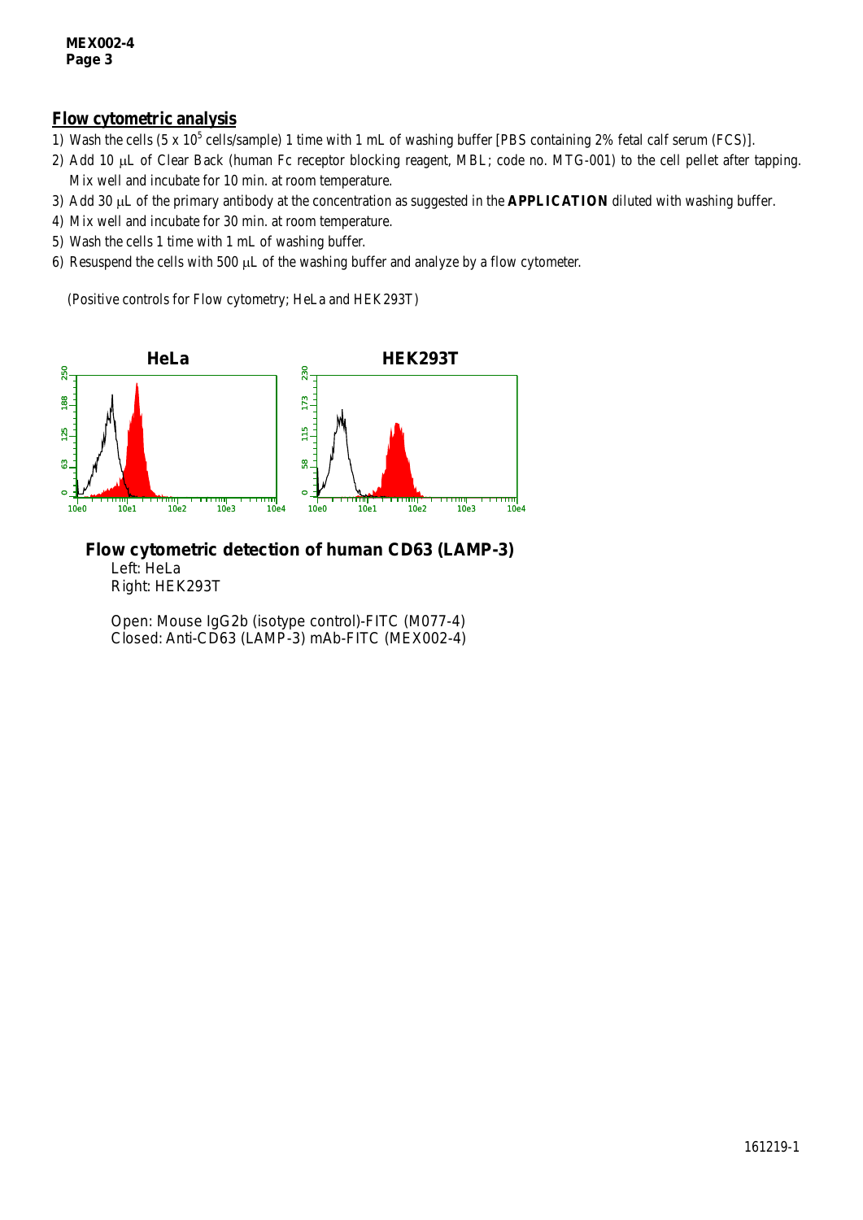## Flow cytometric analysis

1) Wash the cells ($5 \times 10^5$ cells/sample) 1 time with 1 mL of washing buffer [PBS containing 2% fetal calf serum (FCS)].
2) Add 10 μL of Clear Back (human Fc receptor blocking reagent, MBL; code no. MTG-001) to the cell pellet after tapping. Mix well and incubate for 10 min. at room temperature.
3) Add 30 μL of the primary antibody at the concentration as suggested in the **APPLICATION** diluted with washing buffer.
4) Mix well and incubate for 30 min. at room temperature.
5) Wash the cells 1 time with 1 mL of washing buffer.
6) Resuspend the cells with 500 μL of the washing buffer and analyze by a flow cytometer.

(Positive controls for Flow cytometry; HeLa and HEK293T)

**HeLa**

250
188
125
63
0
10e0 10e1 10e2 10e3 10e4

**HEK293T**

230
173
115
58
0
10e0 10e1 10e2 10e3 10e4

**Flow cytometric detection of human CD63 (LAMP-3)**

Left: HeLa
Right: HEK293T

Open: Mouse IgG2b (isotype control)-FITC (M077-4)
Closed: Anti-CD63 (LAMP-3) mAb-FITC (MEX002-4)

161219-1